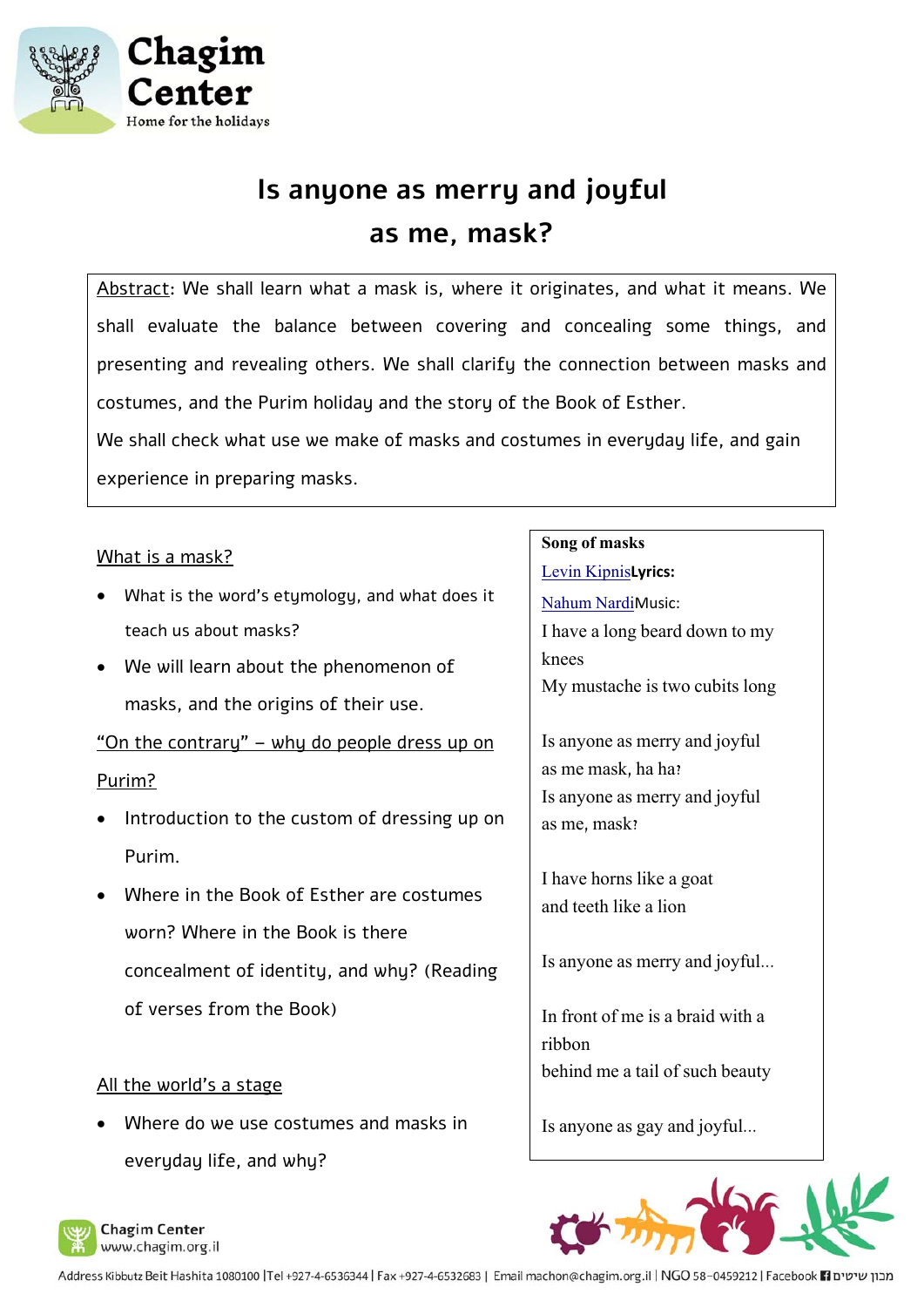# Is anyone as merry and joyful as me, mask?

Abstract: We shall learn what a mask is, where it originates, and what it means. We shall evaluate the balance between covering and concealing some things, and presenting and revealing others. We shall clarify the connection between masks and costumes, and the Purim holiday and the story of the Book of Esther.

We shall check what use we make of masks and costumes in everyday life, and gain experience in preparing masks.

## What is a mask?

- What is the word's etymology, and what does it teach us about masks?
- We will learn about the phenomenon of masks, and the origins of their use.

## "On the contrary" – why do people dress up on Purim?

- Introduction to the custom of dressing up on Purim.
- Where in the Book of Esther are costumes worn? Where in the Book is there concealment of identity, and why? (Reading of verses from the Book)

## All the world's a stage

- Where do we use costumes and masks in everyday life, and why?

**Song of masks**

Levin Kipnis**Lyrics:**

Nahum NardiMusic:

I have a long beard down to my knees
My mustache is two cubits long

Is anyone as merry and joyful as me mask, ha ha?
Is anyone as merry and joyful as me, mask?

I have horns like a goat
and teeth like a lion

Is anyone as merry and joyful...

In front of me is a braid with a ribbon
behind me a tail of such beauty

Is anyone as gay and joyful...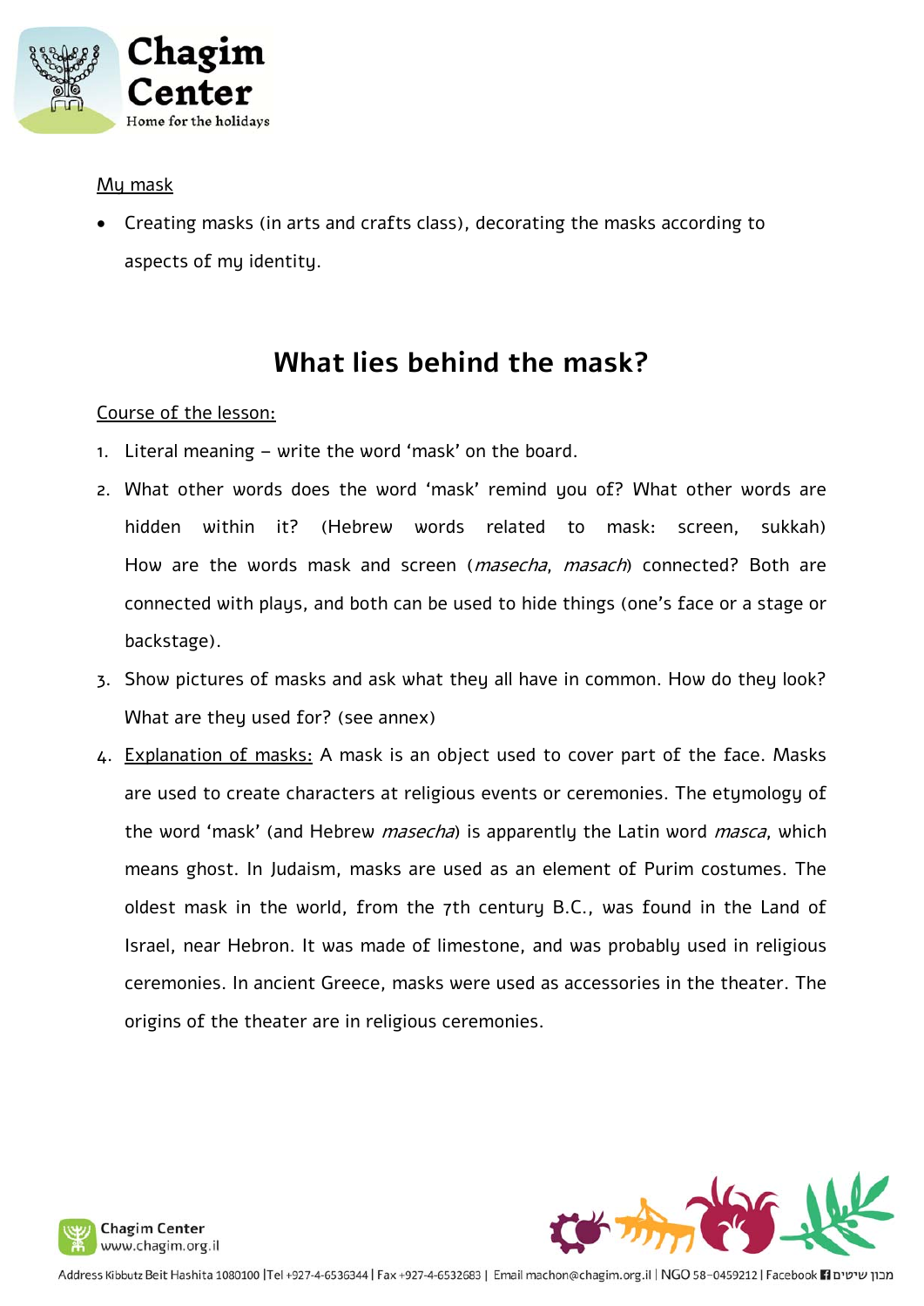<u>My mask</u>

- Creating masks (in arts and crafts class), decorating the masks according to aspects of my identity.

## What lies behind the mask?

<u>Course of the lesson:</u>

1. Literal meaning – write the word 'mask' on the board.
2. What other words does the word 'mask' remind you of? What other words are hidden within it? (Hebrew words related to mask: screen, sukkah) How are the words mask and screen (*masecha*, *masach*) connected? Both are connected with plays, and both can be used to hide things (one's face or a stage or backstage).
3. Show pictures of masks and ask what they all have in common. How do they look? What are they used for? (see annex)
4. <u>Explanation of masks:</u> A mask is an object used to cover part of the face. Masks are used to create characters at religious events or ceremonies. The etymology of the word 'mask' (and Hebrew *masecha*) is apparently the Latin word *masca*, which means ghost. In Judaism, masks are used as an element of Purim costumes. The oldest mask in the world, from the 7th century B.C., was found in the Land of Israel, near Hebron. It was made of limestone, and was probably used in religious ceremonies. In ancient Greece, masks were used as accessories in the theater. The origins of the theater are in religious ceremonies.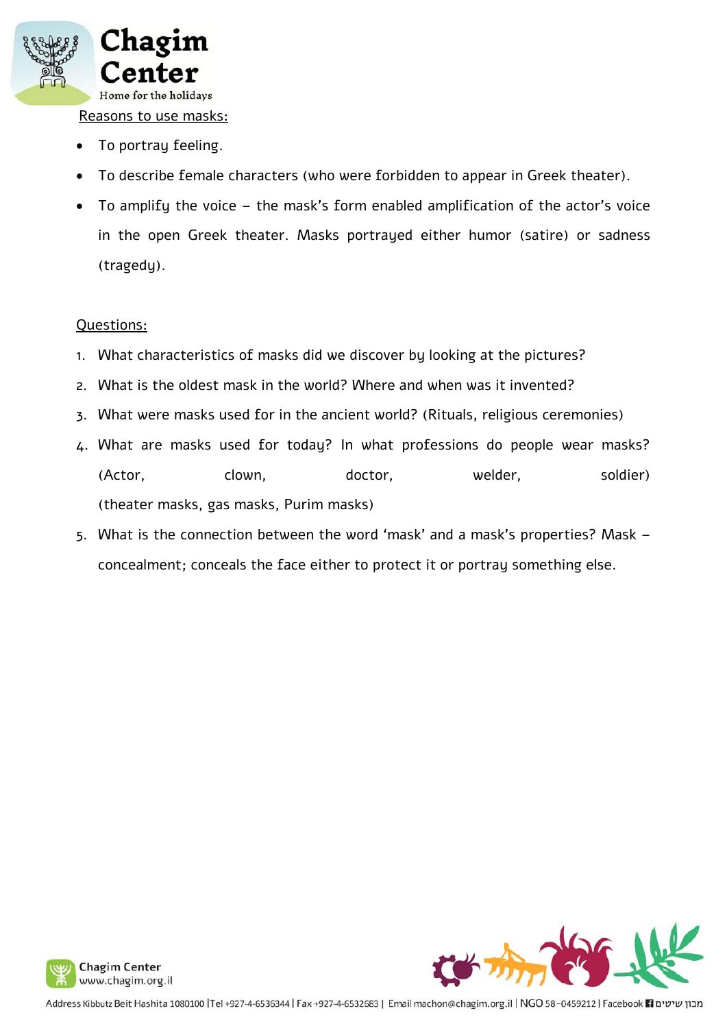Reasons to use masks:

- To portray feeling.
- To describe female characters (who were forbidden to appear in Greek theater).
- To amplify the voice – the mask's form enabled amplification of the actor's voice in the open Greek theater. Masks portrayed either humor (satire) or sadness (tragedy).

Questions:

1. What characteristics of masks did we discover by looking at the pictures?
2. What is the oldest mask in the world? Where and when was it invented?
3. What were masks used for in the ancient world? (Rituals, religious ceremonies)
4. What are masks used for today? In what professions do people wear masks? (Actor, clown, doctor, welder, soldier) (theater masks, gas masks, Purim masks)
5. What is the connection between the word 'mask' and a mask's properties? Mask – concealment; conceals the face either to protect it or portray something else.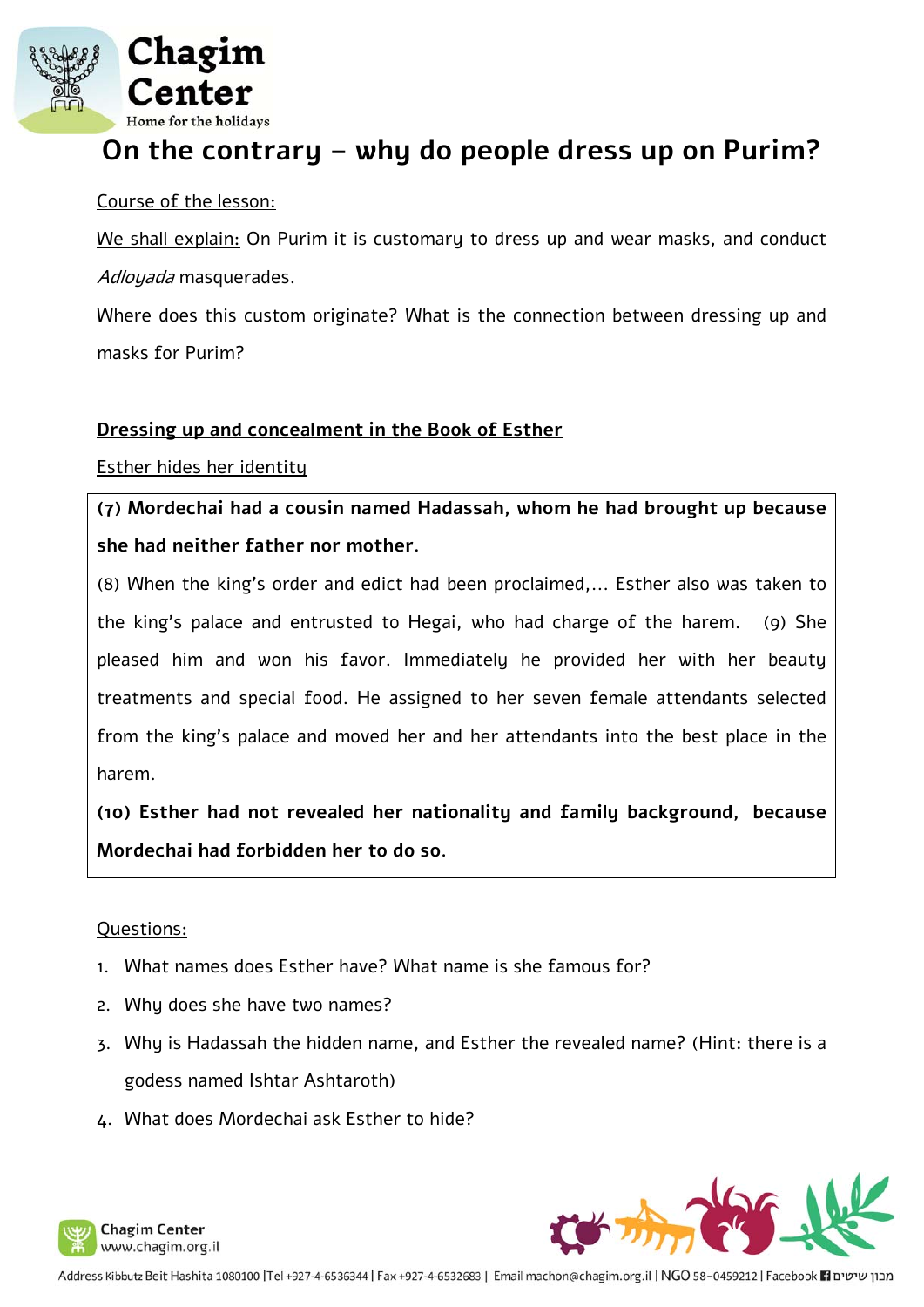# On the contrary – why do people dress up on Purim?

Course of the lesson:

We shall explain: On Purim it is customary to dress up and wear masks, and conduct *Adloyada* masquerades.

Where does this custom originate? What is the connection between dressing up and masks for Purim?

## Dressing up and concealment in the Book of Esther

Esther hides her identity

> **(7) Mordechai had a cousin named Hadassah, whom he had brought up because she had neither father nor mother.**
>
> (8) When the king's order and edict had been proclaimed,... Esther also was taken to the king's palace and entrusted to Hegai, who had charge of the harem. (9) She pleased him and won his favor. Immediately he provided her with her beauty treatments and special food. He assigned to her seven female attendants selected from the king's palace and moved her and her attendants into the best place in the harem.
>
> **(10) Esther had not revealed her nationality and family background, because Mordechai had forbidden her to do so.**

Questions:

1. What names does Esther have? What name is she famous for?
2. Why does she have two names?
3. Why is Hadassah the hidden name, and Esther the revealed name? (Hint: there is a godess named Ishtar Ashtaroth)
4. What does Mordechai ask Esther to hide?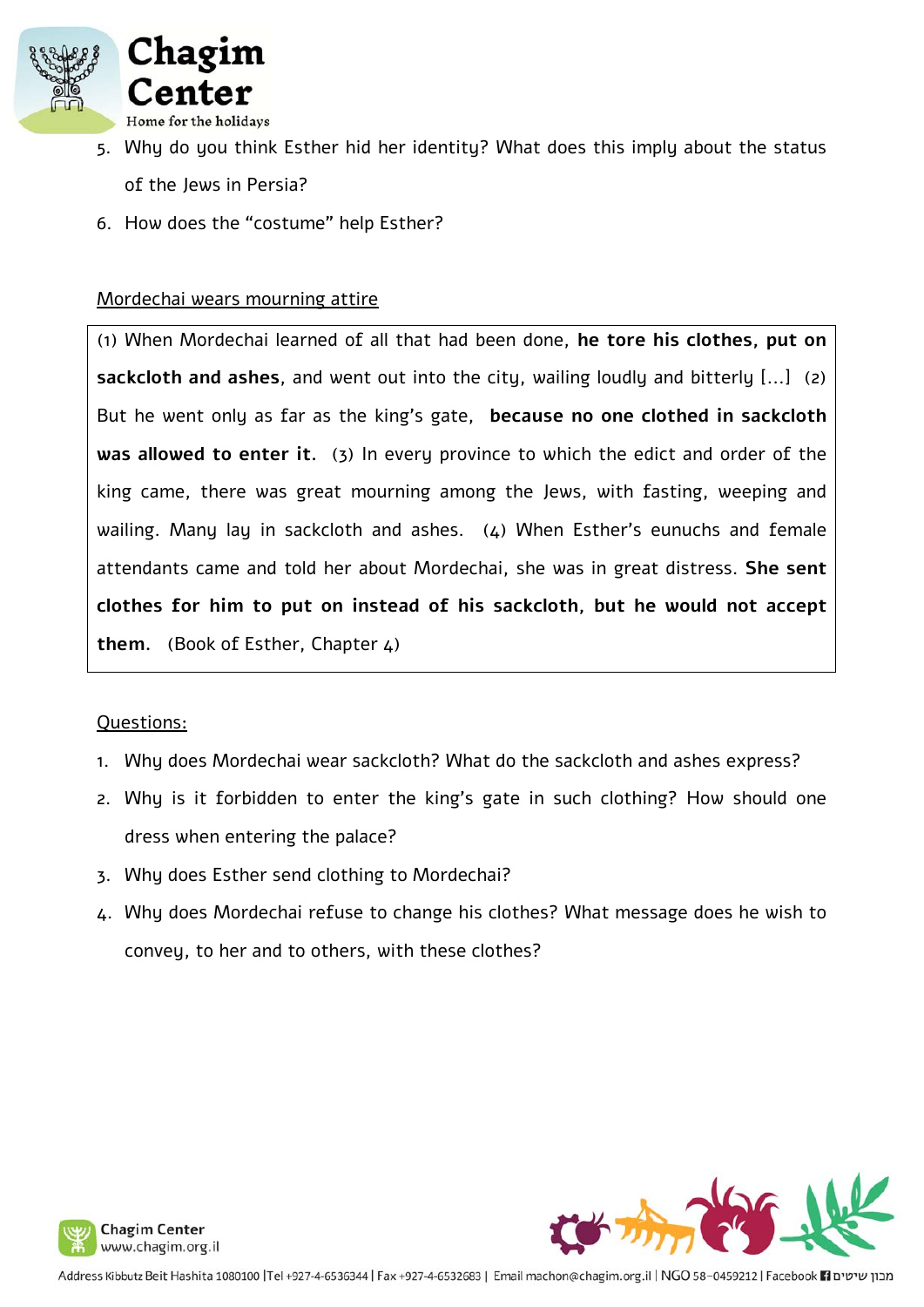5. Why do you think Esther hid her identity? What does this imply about the status of the Jews in Persia?
6. How does the "costume" help Esther?

Mordechai wears mourning attire

(1) When Mordechai learned of all that had been done, **he tore his clothes, put on sackcloth and ashes**, and went out into the city, wailing loudly and bitterly [...] (2) But he went only as far as the king's gate, **because no one clothed in sackcloth was allowed to enter it**. (3) In every province to which the edict and order of the king came, there was great mourning among the Jews, with fasting, weeping and wailing. Many lay in sackcloth and ashes. (4) When Esther's eunuchs and female attendants came and told her about Mordechai, she was in great distress. **She sent clothes for him to put on instead of his sackcloth, but he would not accept them.** (Book of Esther, Chapter 4)

Questions:

1. Why does Mordechai wear sackcloth? What do the sackcloth and ashes express?
2. Why is it forbidden to enter the king's gate in such clothing? How should one dress when entering the palace?
3. Why does Esther send clothing to Mordechai?
4. Why does Mordechai refuse to change his clothes? What message does he wish to convey, to her and to others, with these clothes?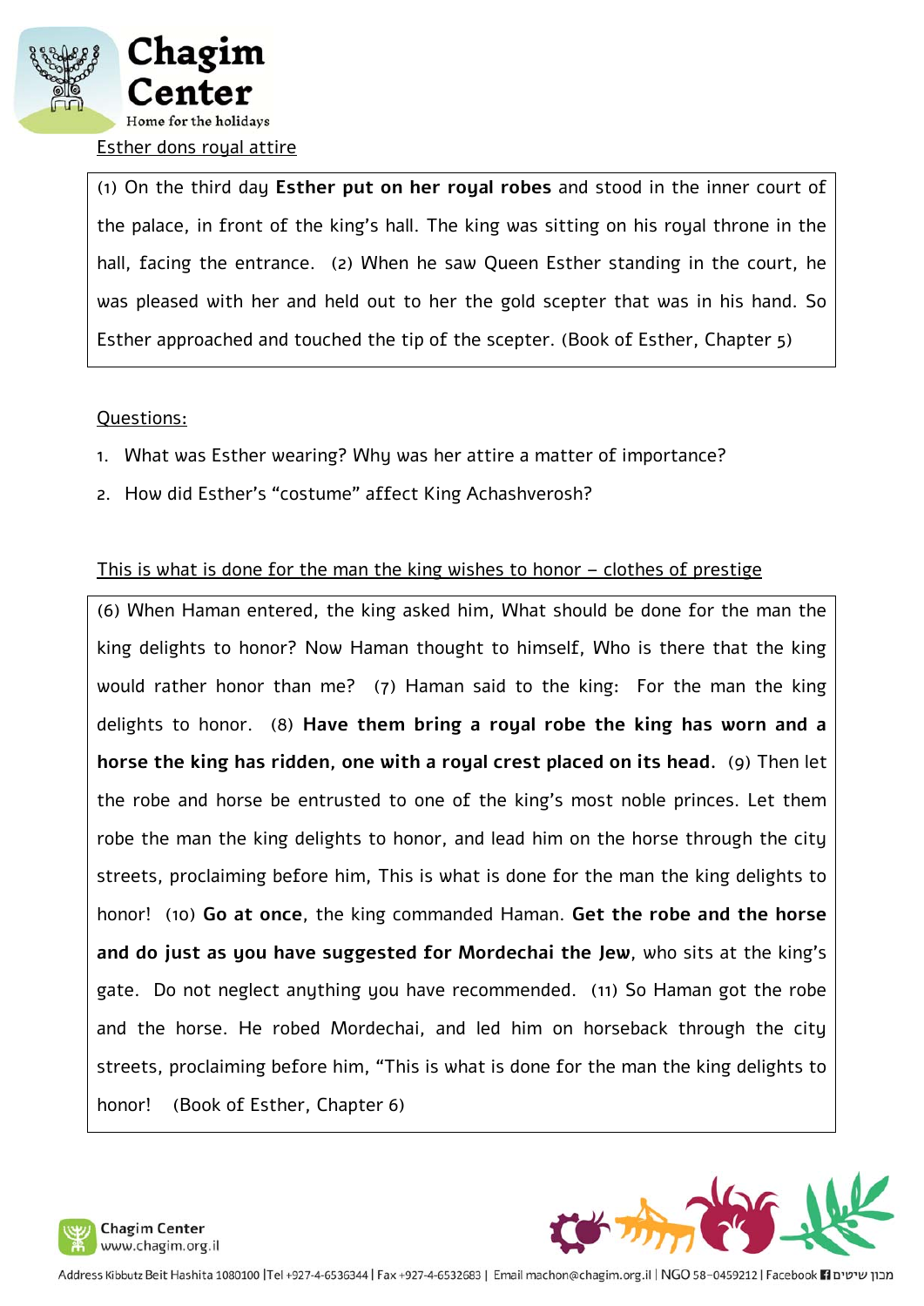Esther dons royal attire

(1) On the third day **Esther put on her royal robes** and stood in the inner court of the palace, in front of the king's hall. The king was sitting on his royal throne in the hall, facing the entrance. (2) When he saw Queen Esther standing in the court, he was pleased with her and held out to her the gold scepter that was in his hand. So Esther approached and touched the tip of the scepter. (Book of Esther, Chapter 5)

Questions:

1. What was Esther wearing? Why was her attire a matter of importance?
2. How did Esther's "costume" affect King Achashverosh?

This is what is done for the man the king wishes to honor – clothes of prestige

(6) When Haman entered, the king asked him, What should be done for the man the king delights to honor? Now Haman thought to himself, Who is there that the king would rather honor than me? (7) Haman said to the king: For the man the king delights to honor. (8) **Have them bring a royal robe the king has worn and a horse the king has ridden, one with a royal crest placed on its head**. (9) Then let the robe and horse be entrusted to one of the king's most noble princes. Let them robe the man the king delights to honor, and lead him on the horse through the city streets, proclaiming before him, This is what is done for the man the king delights to honor! (10) **Go at once**, the king commanded Haman. **Get the robe and the horse and do just as you have suggested for Mordechai the Jew**, who sits at the king's gate. Do not neglect anything you have recommended. (11) So Haman got the robe and the horse. He robed Mordechai, and led him on horseback through the city streets, proclaiming before him, "This is what is done for the man the king delights to honor! (Book of Esther, Chapter 6)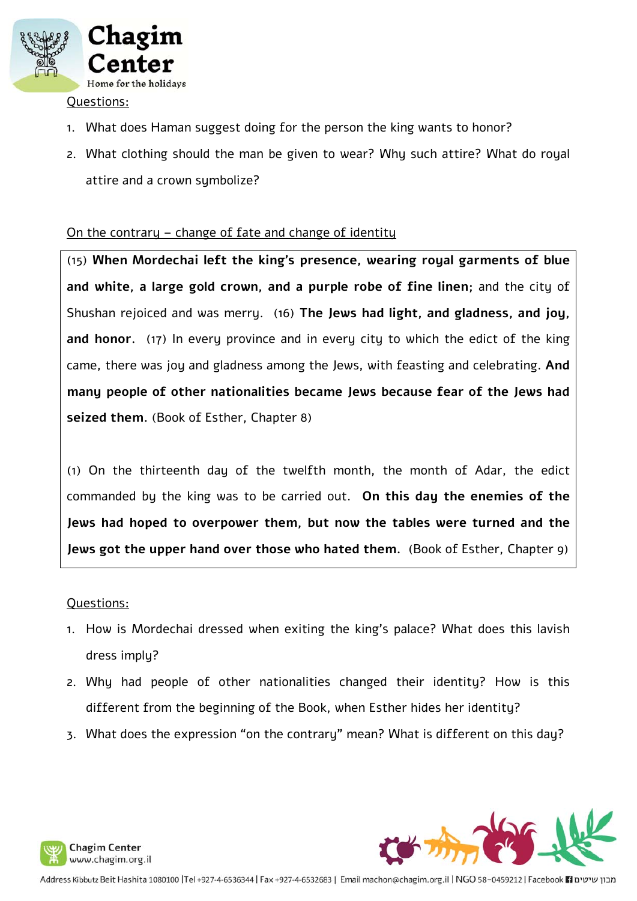<u>Questions:</u>

1. What does Haman suggest doing for the person the king wants to honor?
2. What clothing should the man be given to wear? Why such attire? What do royal attire and a crown symbolize?

<u>On the contrary – change of fate and change of identity</u>

(15) **When Mordechai left the king's presence, wearing royal garments of blue and white, a large gold crown, and a purple robe of fine linen;** and the city of Shushan rejoiced and was merry. (16) **The Jews had light, and gladness, and joy, and honor**. (17) In every province and in every city to which the edict of the king came, there was joy and gladness among the Jews, with feasting and celebrating. **And many people of other nationalities became Jews because fear of the Jews had seized them.** (Book of Esther, Chapter 8)

(1) On the thirteenth day of the twelfth month, the month of Adar, the edict commanded by the king was to be carried out. **On this day the enemies of the Jews had hoped to overpower them, but now the tables were turned and the Jews got the upper hand over those who hated them**. (Book of Esther, Chapter 9)

<u>Questions:</u>

1. How is Mordechai dressed when exiting the king's palace? What does this lavish dress imply?
2. Why had people of other nationalities changed their identity? How is this different from the beginning of the Book, when Esther hides her identity?
3. What does the expression "on the contrary" mean? What is different on this day?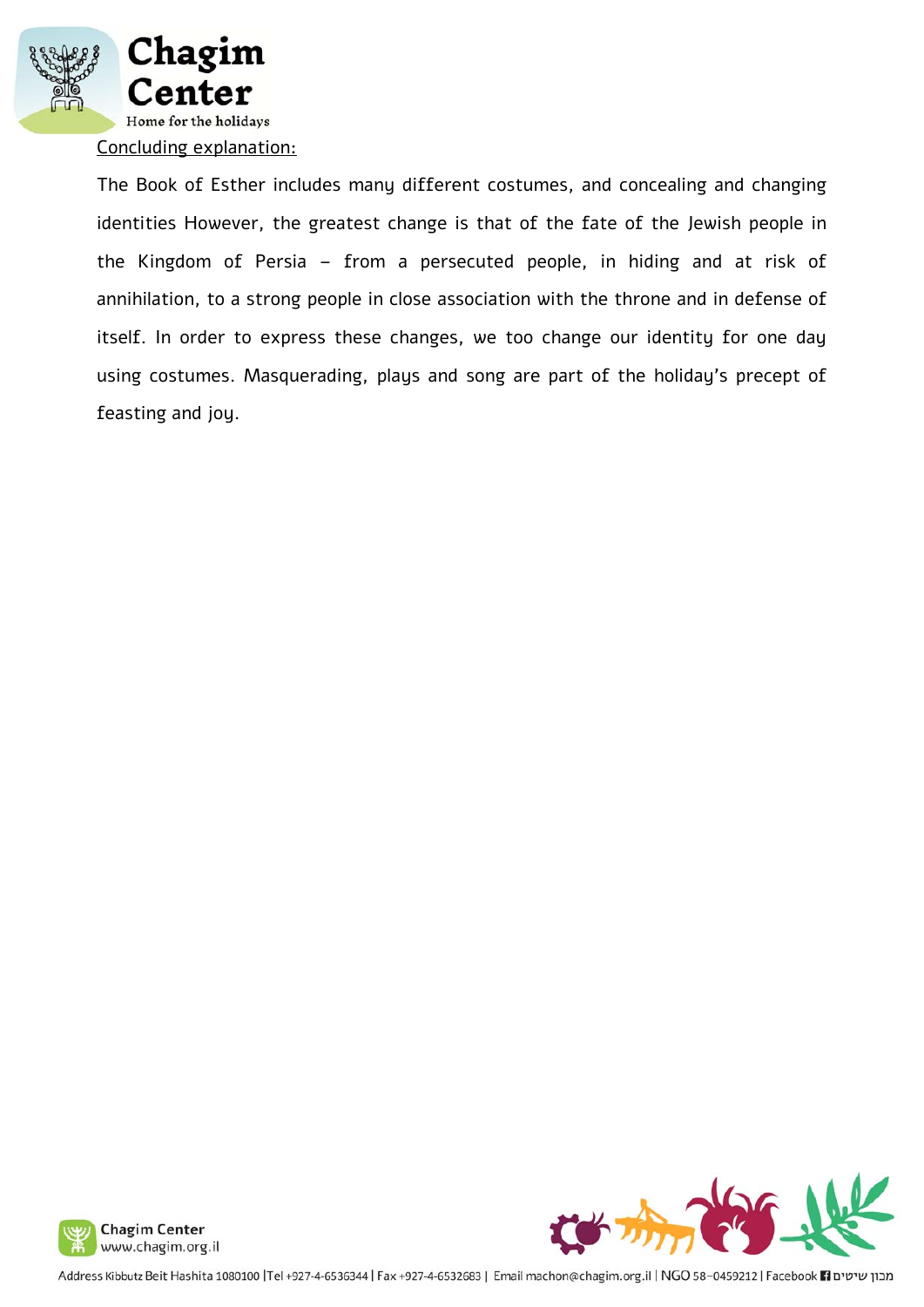Concluding explanation:

The Book of Esther includes many different costumes, and concealing and changing identities However, the greatest change is that of the fate of the Jewish people in the Kingdom of Persia – from a persecuted people, in hiding and at risk of annihilation, to a strong people in close association with the throne and in defense of itself. In order to express these changes, we too change our identity for one day using costumes. Masquerading, plays and song are part of the holiday's precept of feasting and joy.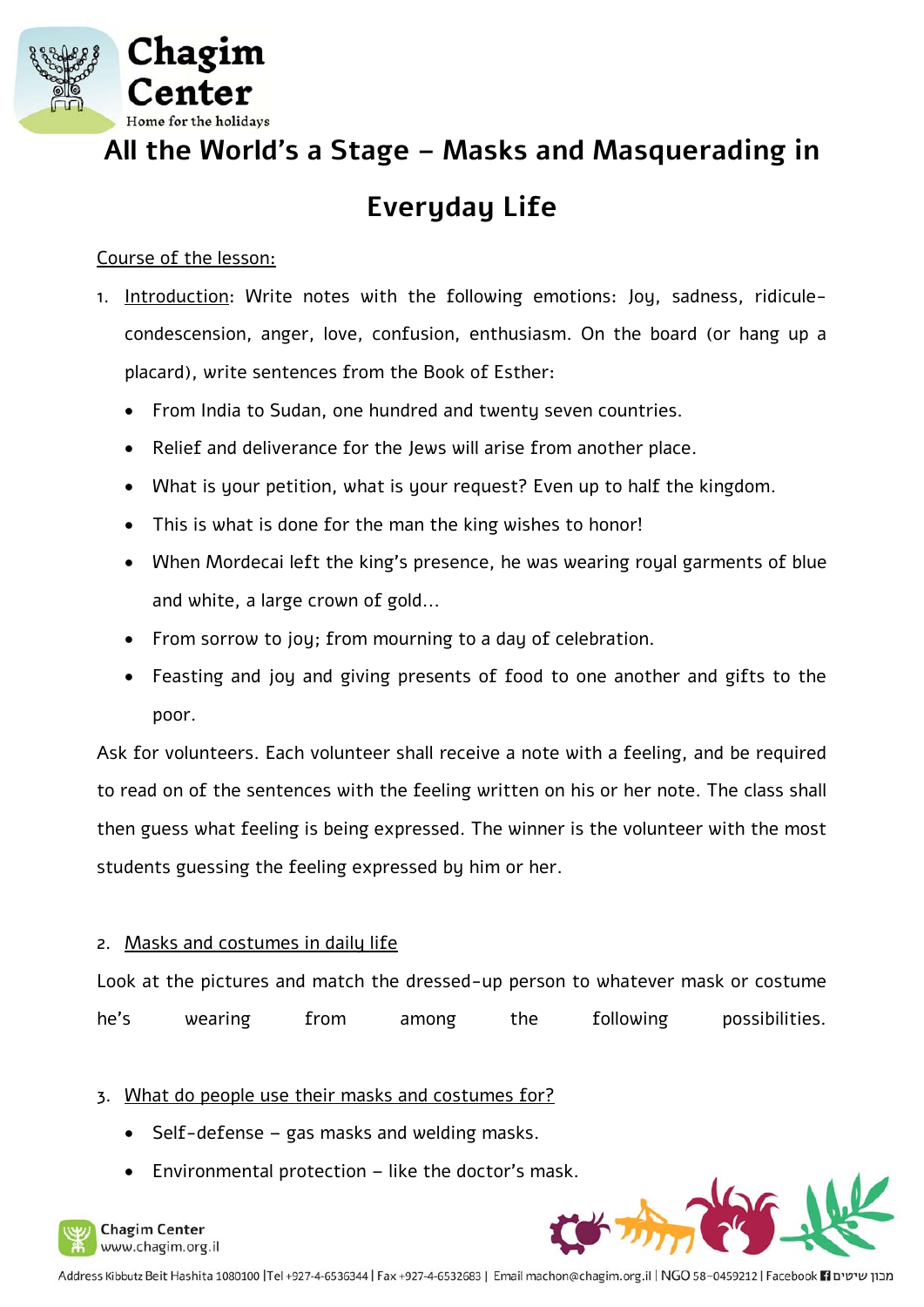# All the World's a Stage – Masks and Masquerading in Everyday Life

Course of the lesson:

1. Introduction: Write notes with the following emotions: Joy, sadness, ridicule-condescension, anger, love, confusion, enthusiasm. On the board (or hang up a placard), write sentences from the Book of Esther:
   - From India to Sudan, one hundred and twenty seven countries.
   - Relief and deliverance for the Jews will arise from another place.
   - What is your petition, what is your request? Even up to half the kingdom.
   - This is what is done for the man the king wishes to honor!
   - When Mordecai left the king's presence, he was wearing royal garments of blue and white, a large crown of gold…
   - From sorrow to joy; from mourning to a day of celebration.
   - Feasting and joy and giving presents of food to one another and gifts to the poor.

Ask for volunteers. Each volunteer shall receive a note with a feeling, and be required to read on of the sentences with the feeling written on his or her note. The class shall then guess what feeling is being expressed. The winner is the volunteer with the most students guessing the feeling expressed by him or her.

2. Masks and costumes in daily life

Look at the pictures and match the dressed-up person to whatever mask or costume he's wearing from among the following possibilities.

3. What do people use their masks and costumes for?
   - Self-defense – gas masks and welding masks.
   - Environmental protection – like the doctor's mask.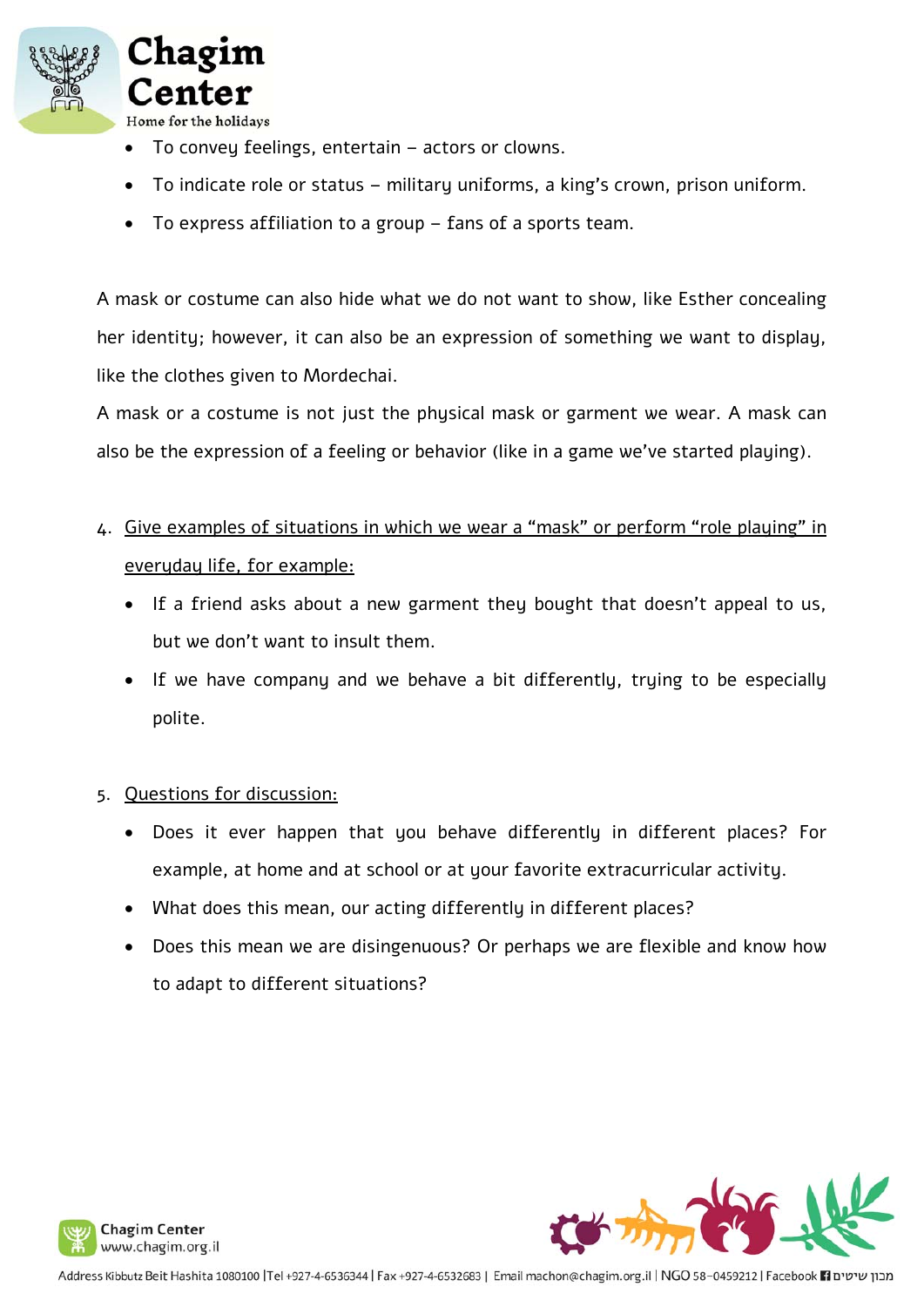- To convey feelings, entertain – actors or clowns.
- To indicate role or status – military uniforms, a king's crown, prison uniform.
- To express affiliation to a group – fans of a sports team.

A mask or costume can also hide what we do not want to show, like Esther concealing her identity; however, it can also be an expression of something we want to display, like the clothes given to Mordechai.

A mask or a costume is not just the physical mask or garment we wear. A mask can also be the expression of a feeling or behavior (like in a game we've started playing).

4. Give examples of situations in which we wear a "mask" or perform "role playing" in everyday life, for example:
   - If a friend asks about a new garment they bought that doesn't appeal to us, but we don't want to insult them.
   - If we have company and we behave a bit differently, trying to be especially polite.

5. Questions for discussion:
   - Does it ever happen that you behave differently in different places? For example, at home and at school or at your favorite extracurricular activity.
   - What does this mean, our acting differently in different places?
   - Does this mean we are disingenuous? Or perhaps we are flexible and know how to adapt to different situations?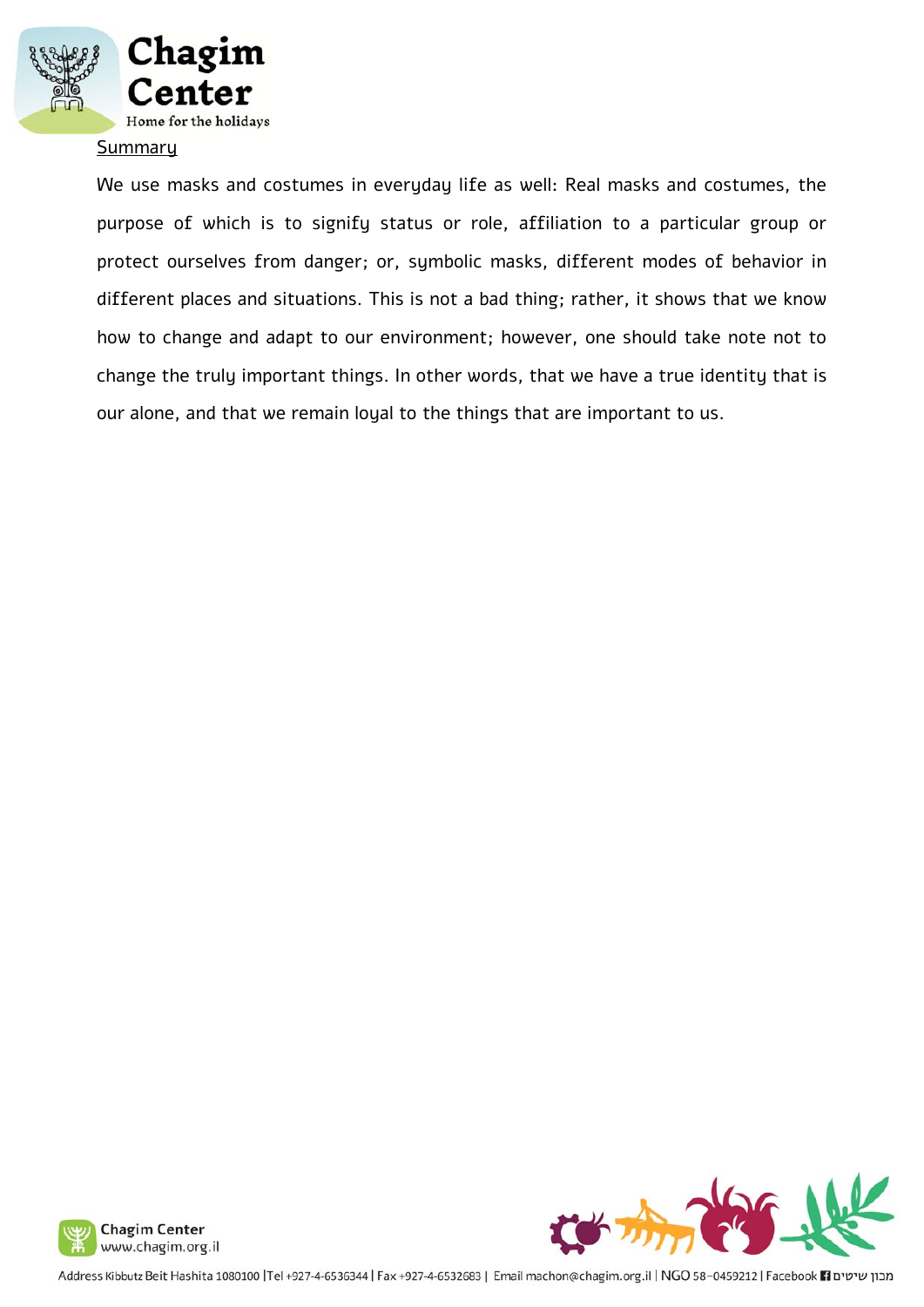Summary

We use masks and costumes in everyday life as well: Real masks and costumes, the purpose of which is to signify status or role, affiliation to a particular group or protect ourselves from danger; or, symbolic masks, different modes of behavior in different places and situations. This is not a bad thing; rather, it shows that we know how to change and adapt to our environment; however, one should take note not to change the truly important things. In other words, that we have a true identity that is our alone, and that we remain loyal to the things that are important to us.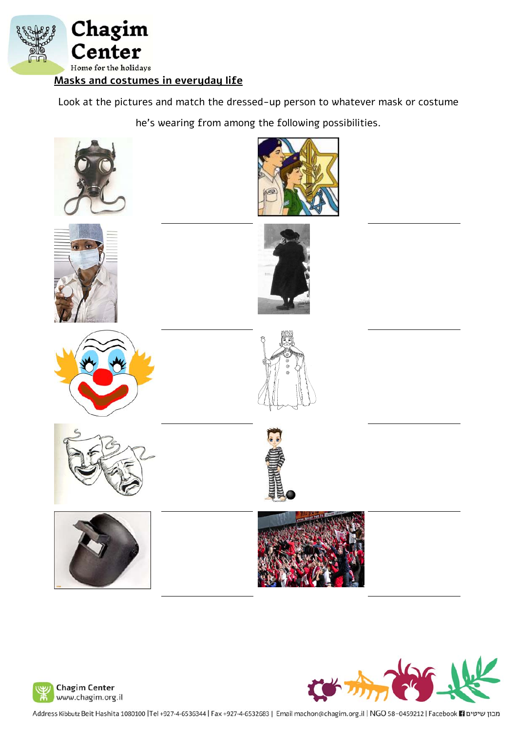## Masks and costumes in everyday life

Look at the pictures and match the dressed-up person to whatever mask or costume he's wearing from among the following possibilities.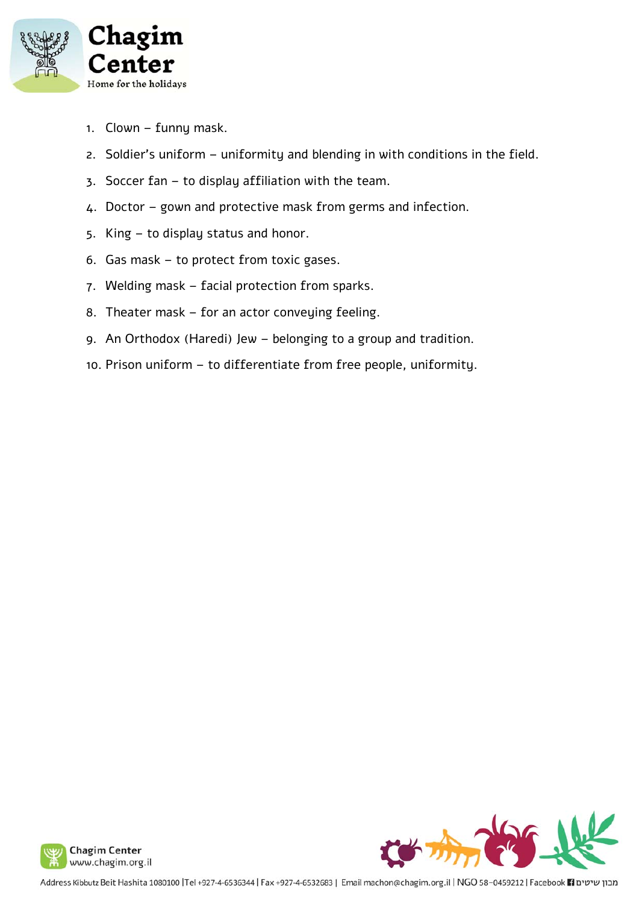1. Clown – funny mask.
2. Soldier's uniform – uniformity and blending in with conditions in the field.
3. Soccer fan – to display affiliation with the team.
4. Doctor – gown and protective mask from germs and infection.
5. King – to display status and honor.
6. Gas mask – to protect from toxic gases.
7. Welding mask – facial protection from sparks.
8. Theater mask – for an actor conveying feeling.
9. An Orthodox (Haredi) Jew – belonging to a group and tradition.
10. Prison uniform – to differentiate from free people, uniformity.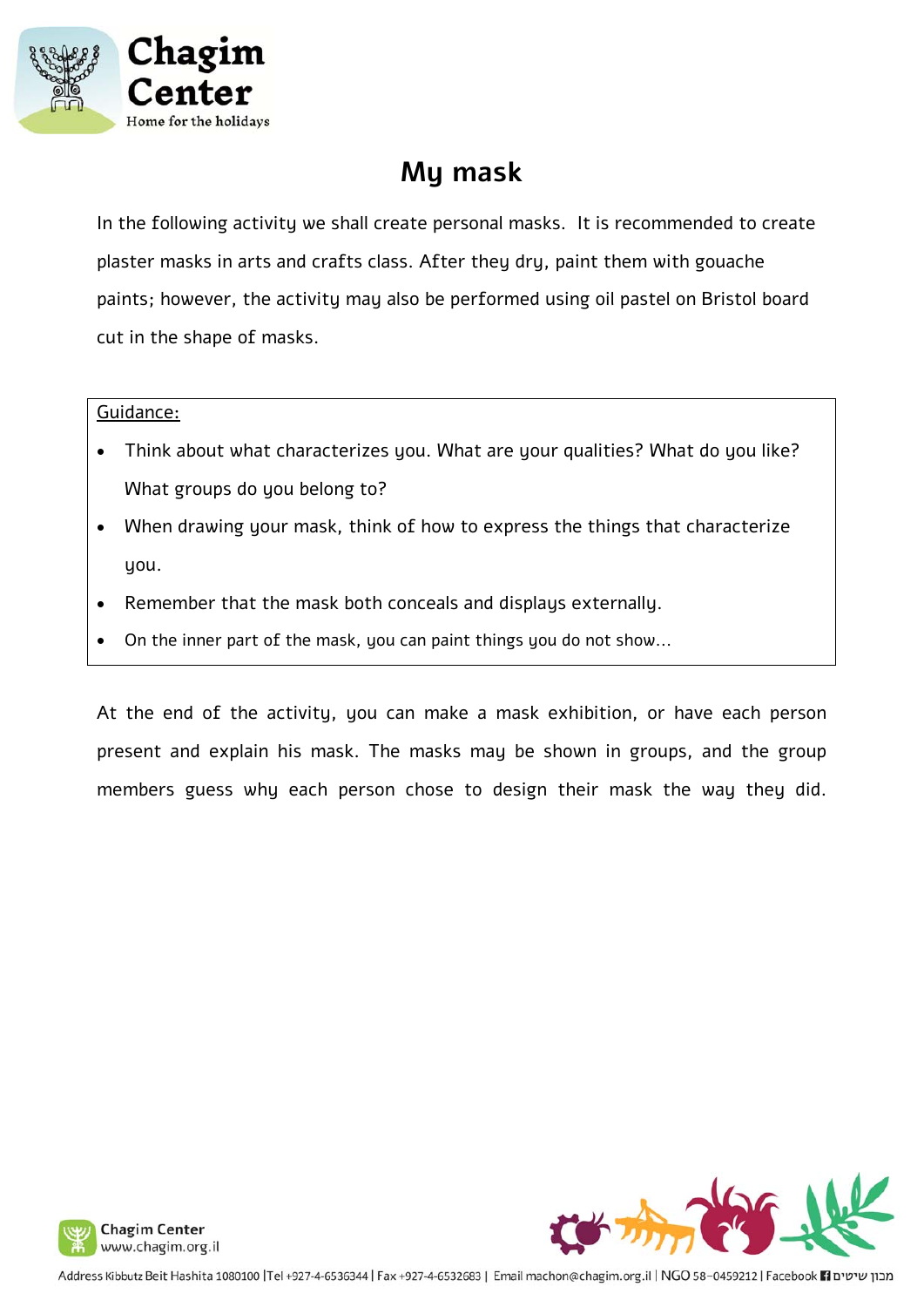# My mask

In the following activity we shall create personal masks. It is recommended to create plaster masks in arts and crafts class. After they dry, paint them with gouache paints; however, the activity may also be performed using oil pastel on Bristol board cut in the shape of masks.

<u>Guidance:</u>

- Think about what characterizes you. What are your qualities? What do you like? What groups do you belong to?
- When drawing your mask, think of how to express the things that characterize you.
- Remember that the mask both conceals and displays externally.
- On the inner part of the mask, you can paint things you do not show…

At the end of the activity, you can make a mask exhibition, or have each person present and explain his mask. The masks may be shown in groups, and the group members guess why each person chose to design their mask the way they did.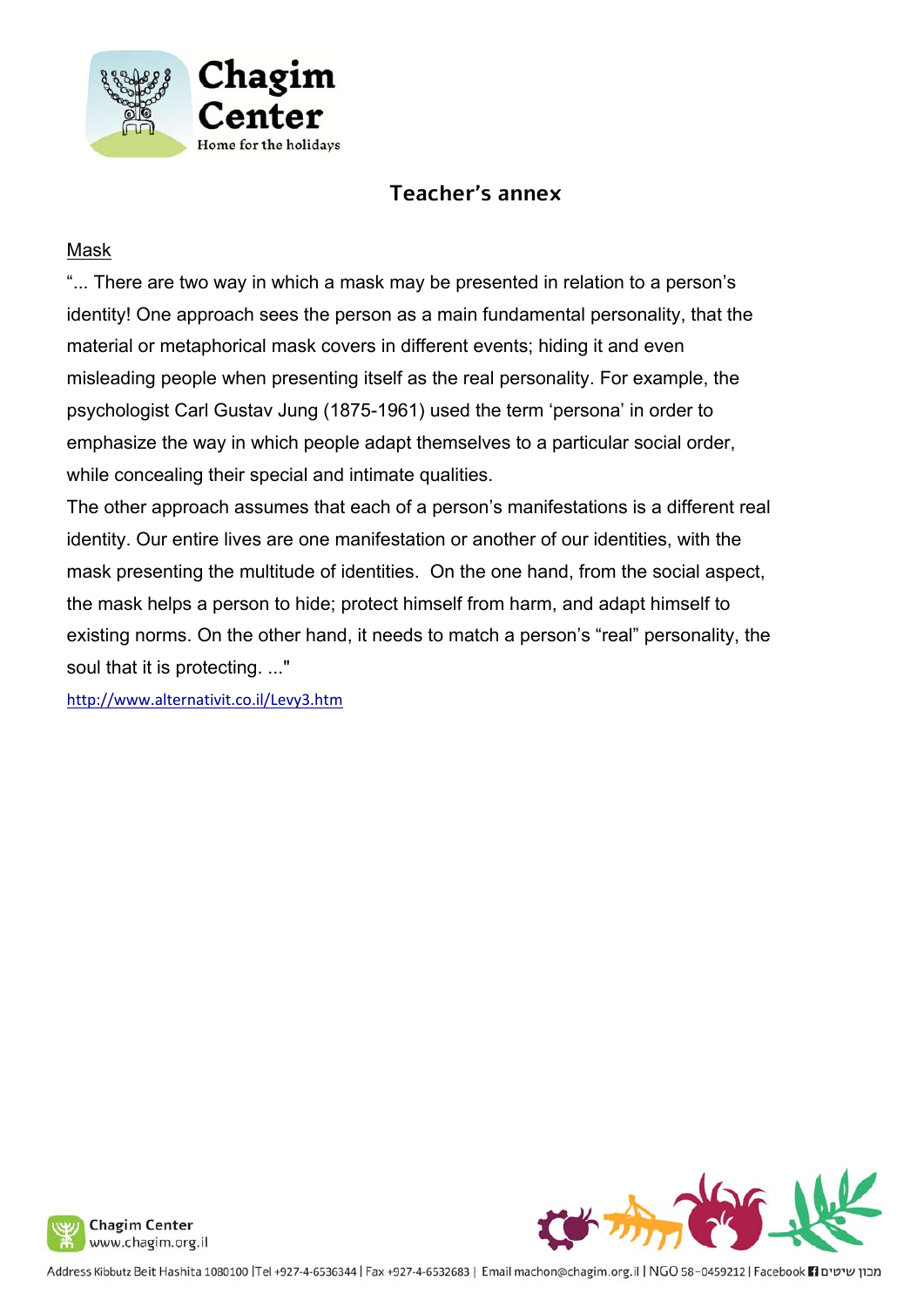## Teacher's annex

### Mask

"... There are two way in which a mask may be presented in relation to a person's identity! One approach sees the person as a main fundamental personality, that the material or metaphorical mask covers in different events; hiding it and even misleading people when presenting itself as the real personality. For example, the psychologist Carl Gustav Jung (1875-1961) used the term 'persona' in order to emphasize the way in which people adapt themselves to a particular social order, while concealing their special and intimate qualities.

The other approach assumes that each of a person's manifestations is a different real identity. Our entire lives are one manifestation or another of our identities, with the mask presenting the multitude of identities. On the one hand, from the social aspect, the mask helps a person to hide; protect himself from harm, and adapt himself to existing norms. On the other hand, it needs to match a person's "real" personality, the soul that it is protecting. ..."

http://www.alternativit.co.il/Levy3.htm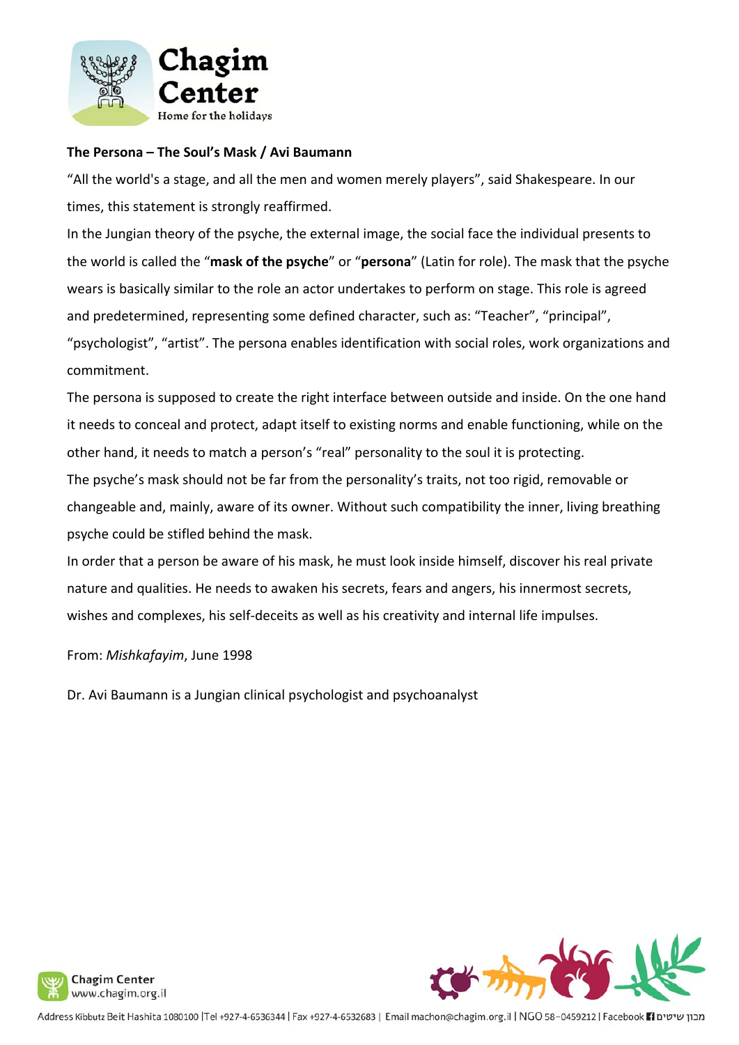**The Persona – The Soul's Mask / Avi Baumann**

"All the world's a stage, and all the men and women merely players", said Shakespeare. In our times, this statement is strongly reaffirmed.

In the Jungian theory of the psyche, the external image, the social face the individual presents to the world is called the "**mask of the psyche**" or "**persona**" (Latin for role). The mask that the psyche wears is basically similar to the role an actor undertakes to perform on stage. This role is agreed and predetermined, representing some defined character, such as: "Teacher", "principal", "psychologist", "artist". The persona enables identification with social roles, work organizations and commitment.

The persona is supposed to create the right interface between outside and inside. On the one hand it needs to conceal and protect, adapt itself to existing norms and enable functioning, while on the other hand, it needs to match a person's "real" personality to the soul it is protecting.

The psyche's mask should not be far from the personality's traits, not too rigid, removable or changeable and, mainly, aware of its owner. Without such compatibility the inner, living breathing psyche could be stifled behind the mask.

In order that a person be aware of his mask, he must look inside himself, discover his real private nature and qualities. He needs to awaken his secrets, fears and angers, his innermost secrets, wishes and complexes, his self-deceits as well as his creativity and internal life impulses.

From: *Mishkafayim*, June 1998

Dr. Avi Baumann is a Jungian clinical psychologist and psychoanalyst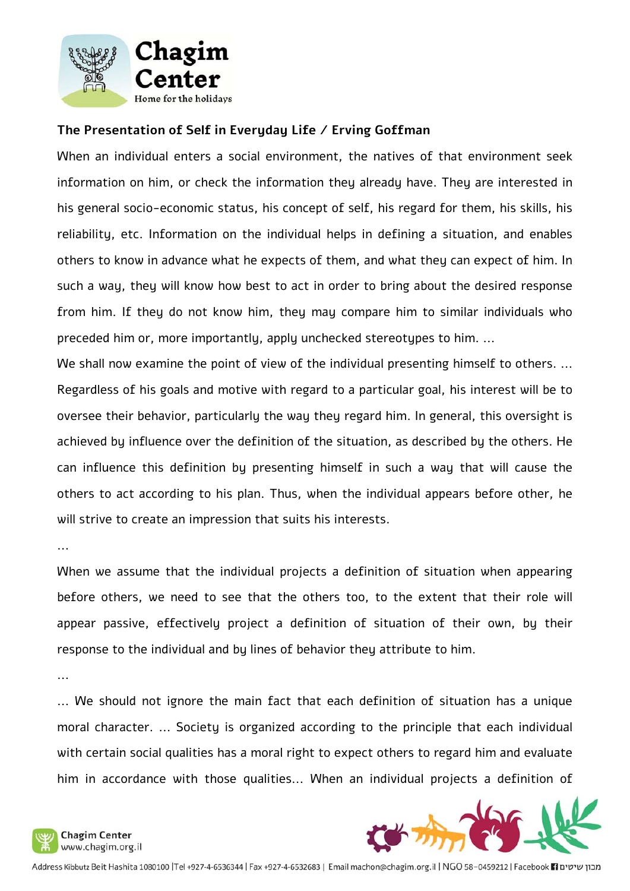### The Presentation of Self in Everyday Life / Erving Goffman

When an individual enters a social environment, the natives of that environment seek information on him, or check the information they already have. They are interested in his general socio-economic status, his concept of self, his regard for them, his skills, his reliability, etc. Information on the individual helps in defining a situation, and enables others to know in advance what he expects of them, and what they can expect of him. In such a way, they will know how best to act in order to bring about the desired response from him. If they do not know him, they may compare him to similar individuals who preceded him or, more importantly, apply unchecked stereotypes to him. …

We shall now examine the point of view of the individual presenting himself to others. … Regardless of his goals and motive with regard to a particular goal, his interest will be to oversee their behavior, particularly the way they regard him. In general, this oversight is achieved by influence over the definition of the situation, as described by the others. He can influence this definition by presenting himself in such a way that will cause the others to act according to his plan. Thus, when the individual appears before other, he will strive to create an impression that suits his interests.

…

When we assume that the individual projects a definition of situation when appearing before others, we need to see that the others too, to the extent that their role will appear passive, effectively project a definition of situation of their own, by their response to the individual and by lines of behavior they attribute to him.

…

… We should not ignore the main fact that each definition of situation has a unique moral character. … Society is organized according to the principle that each individual with certain social qualities has a moral right to expect others to regard him and evaluate him in accordance with those qualities… When an individual projects a definition of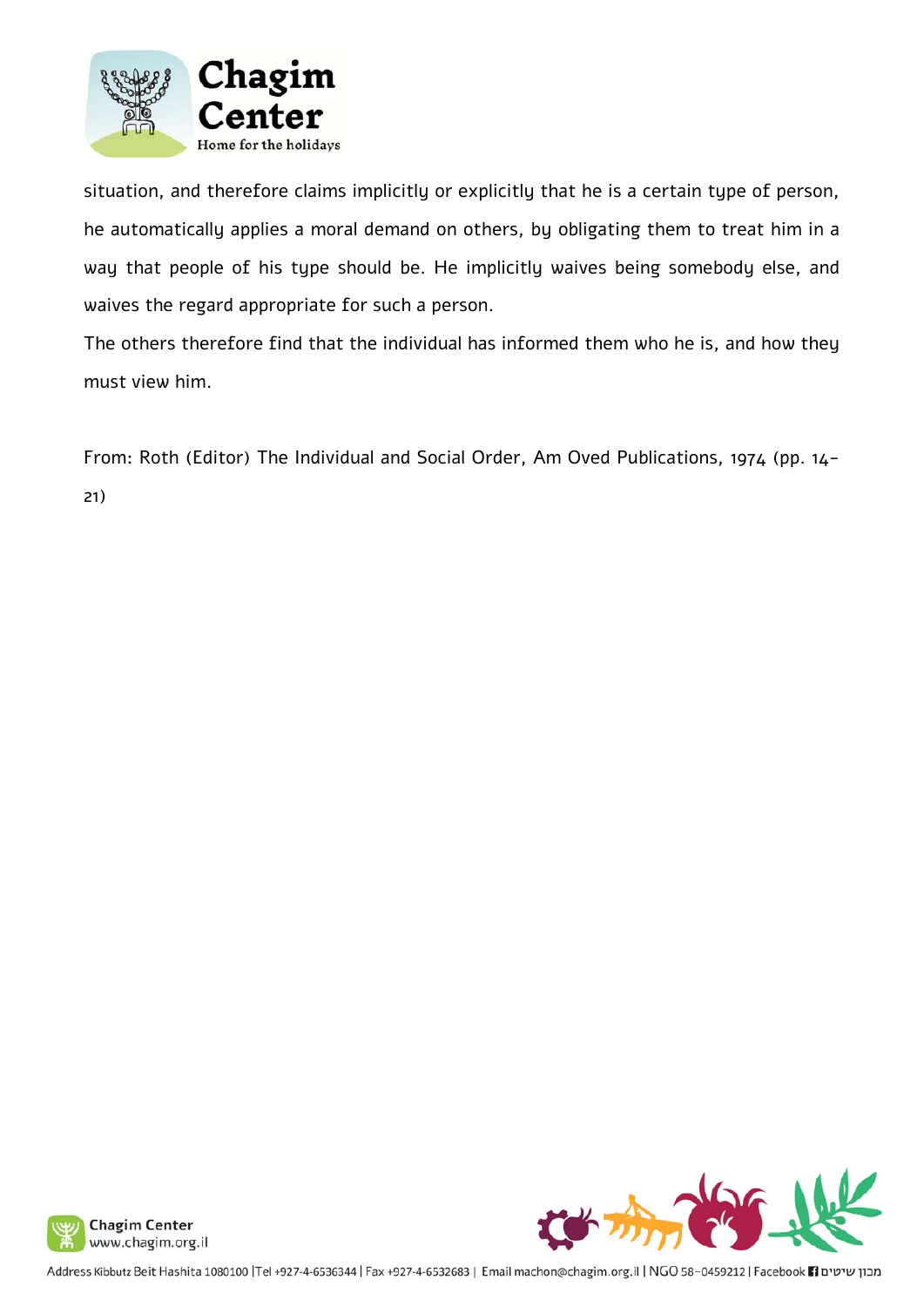situation, and therefore claims implicitly or explicitly that he is a certain type of person, he automatically applies a moral demand on others, by obligating them to treat him in a way that people of his type should be. He implicitly waives being somebody else, and waives the regard appropriate for such a person.

The others therefore find that the individual has informed them who he is, and how they must view him.

From: Roth (Editor) The Individual and Social Order, Am Oved Publications, 1974 (pp. 14-21)